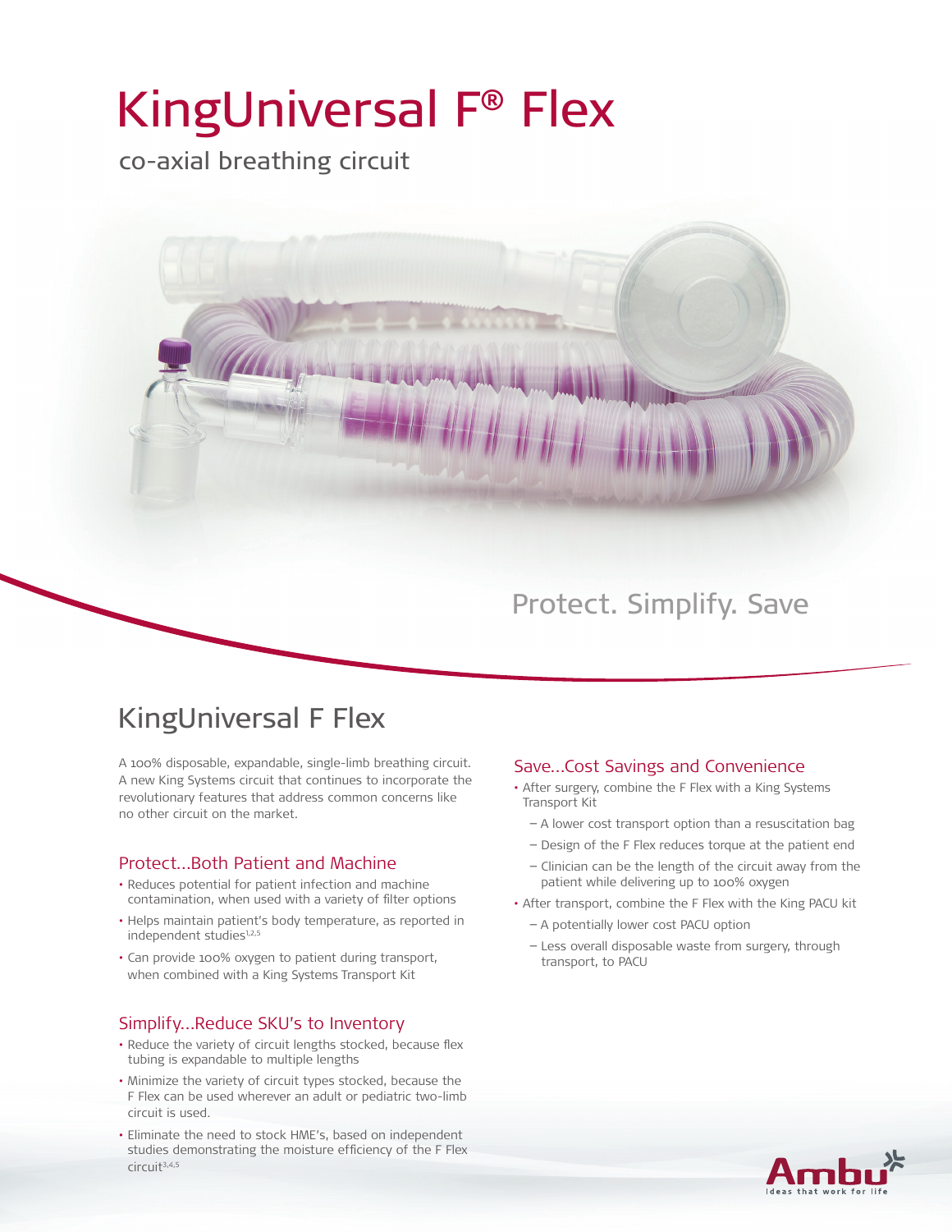# KingUniversal F® Flex

co-axial breathing circuit

Protect. Simplify. Save

## KingUniversal F Flex

A 100% disposable, expandable, single-limb breathing circuit. A new King Systems circuit that continues to incorporate the revolutionary features that address common concerns like no other circuit on the market.

### Protect...Both Patient and Machine

- Reduces potential for patient infection and machine contamination, when used with a variety of filter options
- Helps maintain patient's body temperature, as reported in independent studies[1,2,5]
- Can provide 100% oxygen to patient during transport, when combined with a King Systems Transport Kit

### Simplify...Reduce SKU's to Inventory

- Reduce the variety of circuit lengths stocked, because flex tubing is expandable to multiple lengths
- Minimize the variety of circuit types stocked, because the F Flex can be used wherever an adult or pediatric two-limb circuit is used.
- Eliminate the need to stock HME's, based on independent studies demonstrating the moisture efficiency of the F Flex circuit[3,4,5]

### Save...Cost Savings and Convenience

- After surgery, combine the F Flex with a King Systems Transport Kit
  - A lower cost transport option than a resuscitation bag
  - Design of the F Flex reduces torque at the patient end
  - Clinician can be the length of the circuit away from the patient while delivering up to 100% oxygen
- After transport, combine the F Flex with the King PACU kit
  - A potentially lower cost PACU option
  - Less overall disposable waste from surgery, through transport, to PACU

Ambu
Ideas that work for life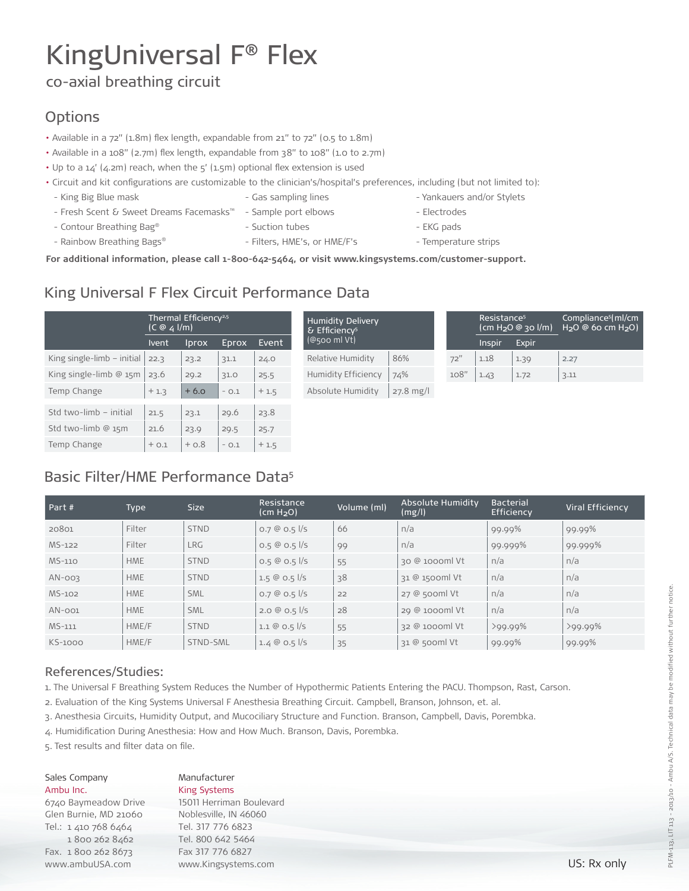# KingUniversal F® Flex

co-axial breathing circuit

## Options

- Available in a 72" (1.8m) flex length, expandable from 21" to 72" (0.5 to 1.8m)
- Available in a 108" (2.7m) flex length, expandable from 38" to 108" (1.0 to 2.7m)
- Up to a 14' (4.2m) reach, when the 5' (1.5m) optional flex extension is used
- Circuit and kit configurations are customizable to the clinician's/hospital's preferences, including (but not limited to):
  - King Big Blue mask
  - Fresh Scent & Sweet Dreams Facemasks™
  - Contour Breathing Bag®
  - Rainbow Breathing Bags®
  - Gas sampling lines
  - Sample port elbows
  - Suction tubes
  - Filters, HME's, or HME/F's
  - Yankauers and/or Stylets
  - Electrodes
  - EKG pads
  - Temperature strips

**For additional information, please call 1-800-642-5464, or visit www.kingsystems.com/customer-support.**

## King Universal F Flex Circuit Performance Data

| | Thermal Efficiency[2,5] (C @ 4 l/m) | | | |
|---|---|---|---|---|
| | Ivent | Iprox | Eprox | Event |
| King single-limb – initial | 22.3 | 23.2 | 31.1 | 24.0 |
| King single-limb @ 15m | 23.6 | 29.2 | 31.0 | 25.5 |
| Temp Change | + 1.3 | + 6.0 | - 0.1 | + 1.5 |
| Std two-limb – initial | 21.5 | 23.1 | 29.6 | 23.8 |
| Std two-limb @ 15m | 21.6 | 23.9 | 29.5 | 25.7 |
| Temp Change | + 0.1 | + 0.8 | - 0.1 | + 1.5 |

| Humidity Delivery & Efficiency[5] (@500 ml Vt) | |
|---|---|
| Relative Humidity | 86% |
| Humidity Efficiency | 74% |
| Absolute Humidity | 27.8 mg/l |

| | Resistance[5] (cm $H_2O$ @ 30 l/m) | | Compliance[5] (ml/cm $H_2O$ @ 60 cm $H_2O$) |
|---|---|---|---|
| | Inspir | Expir | |
| 72" | 1.18 | 1.39 | 2.27 |
| 108" | 1.43 | 1.72 | 3.11 |

## Basic Filter/HME Performance Data[5]

| Part # | Type | Size | Resistance (cm $H_2O$) | Volume (ml) | Absolute Humidity (mg/l) | Bacterial Efficiency | Viral Efficiency |
|---|---|---|---|---|---|---|---|
| 20801 | Filter | STND | 0.7 @ 0.5 l/s | 66 | n/a | 99.99% | 99.99% |
| MS-122 | Filter | LRG | 0.5 @ 0.5 l/s | 99 | n/a | 99.999% | 99.999% |
| MS-110 | HME | STND | 0.5 @ 0.5 l/s | 55 | 30 @ 1000ml Vt | n/a | n/a |
| AN-003 | HME | STND | 1.5 @ 0.5 l/s | 38 | 31 @ 1500ml Vt | n/a | n/a |
| MS-102 | HME | SML | 0.7 @ 0.5 l/s | 22 | 27 @ 500ml Vt | n/a | n/a |
| AN-001 | HME | SML | 2.0 @ 0.5 l/s | 28 | 29 @ 1000ml Vt | n/a | n/a |
| MS-111 | HME/F | STND | 1.1 @ 0.5 l/s | 55 | 32 @ 1000ml Vt | >99.99% | >99.99% |
| KS-1000 | HME/F | STND-SML | 1.4 @ 0.5 l/s | 35 | 31 @ 500ml Vt | 99.99% | 99.99% |

## References/Studies:

1. The Universal F Breathing System Reduces the Number of Hypothermic Patients Entering the PACU. Thompson, Rast, Carson.
2. Evaluation of the King Systems Universal F Anesthesia Breathing Circuit. Campbell, Branson, Johnson, et. al.
3. Anesthesia Circuits, Humidity Output, and Mucociliary Structure and Function. Branson, Campbell, Davis, Porembka.
4. Humidification During Anesthesia: How and How Much. Branson, Davis, Porembka.
5. Test results and filter data on file.

Sales Company
Ambu Inc.
6740 Baymeadow Drive
Glen Burnie, MD 21060
Tel.: 1 410 768 6464
1 800 262 8462
Fax. 1 800 262 8673
www.ambuUSA.com

Manufacturer
King Systems
15011 Herriman Boulevard
Noblesville, IN 46060
Tel. 317 776 6823
Tel. 800 642 5464
Fax 317 776 6827
www.Kingsystems.com

US: Rx only

PLFM-113, LIT 113 - 2013/10 - Ambu A/S. Technical data may be modified without further notice.